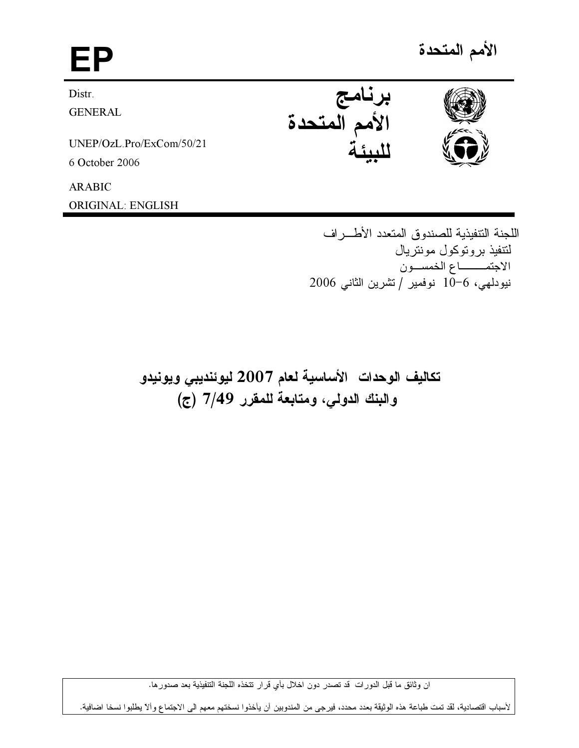الأمم المتحدة

EP

برنامج
الأمم المتحدة
للبيئة

Distr.
GENERAL

UNEP/OzL.Pro/ExCom/50/21
6 October 2006

ARABIC
ORIGINAL: ENGLISH

اللجنة التنفيذية للصندوق المتعدد الأطـراف
لتنفيذ بروتوكول مونتريال
الاجتمـــاع الخمســون
نيودلهي، 6-10 نوفمبر / تشرين الثاني 2006

# تكاليف الوحدات الأساسية لعام 2007 ليوئنديبي ويونيدو والبنك الدولي، ومتابعة للمقرر 7/49 (ج)

ان وثائق ما قبل الدورات قد تصدر دون اخلال بأي قرار تتخذه اللجنة التنفيذية بعد صدورها.

لأسباب اقتصادية، لقد تمت طباعة هذه الوثيقة بعدد محدد، فيرجى من المندوبين أن يأخذوا نسختهم معهم الى الاجتماع وألا يطلبوا نسخا اضافية.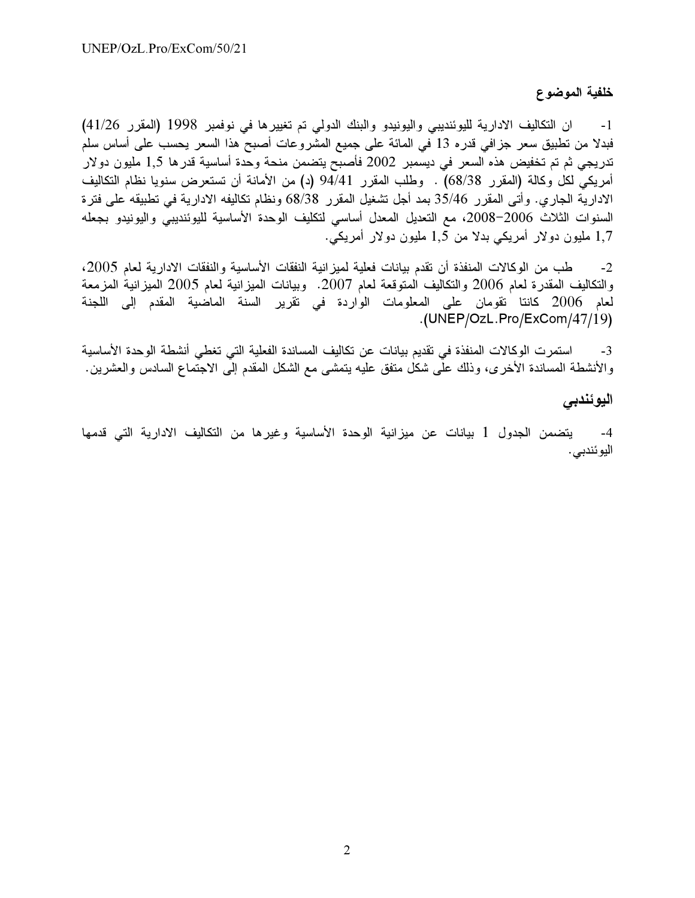## خلفية الموضوع

1- ان التكاليف الادارية لليوئنديبي واليونيدو والبنك الدولي تم تغييرها في نوفمبر 1998 (المقرر 41/26) فبدلا من تطبيق سعر جزافي قدره 13 في المائة على جميع المشروعات أصبح هذا السعر يحسب على أساس سلم تدريجي ثم تم تخفيض هذه السعر في ديسمبر 2002 فأصبح يتضمن منحة وحدة أساسية قدرها 1,5 مليون دولار أمريكي لكل وكالة (المقرر 68/38) . وطلب المقرر 94/41 (د) من الأمانة أن تستعرض سنويا نظام التكاليف الادارية الجاري. وأتى المقرر 35/46 بمد أجل تشغيل المقرر 68/38 ونظام تكاليفه الادارية في تطبيقه على فترة السنوات الثلاث 2006–2008، مع التعديل المعدل أساسي لتكليف الوحدة الأساسية لليوئنديبي واليونيدو بجعله 1,7 مليون دولار أمريكي بدلا من 1,5 مليون دولار أمريكي.

2- طب من الوكالات المنفذة أن تقدم بيانات فعلية لميزانية النفقات الأساسية والنفقات الادارية لعام 2005، والتكاليف المقدرة لعام 2006 والتكاليف المتوقعة لعام 2007. وبيانات الميزانية لعام 2005 الميزانية المزمعة لعام 2006 كانتا تقومان على المعلومات الواردة في تقرير السنة الماضية المقدم إلى اللجنة (UNEP/OzL.Pro/ExCom/47/19).

3- استمرت الوكالات المنفذة في تقديم بيانات عن تكاليف المساندة الفعلية التي تغطي أنشطة الوحدة الأساسية والأنشطة المساندة الأخرى، وذلك على شكل متفق عليه يتمشى مع الشكل المقدم إلى الاجتماع السادس والعشرين.

## اليوئندبي

4- يتضمن الجدول 1 بيانات عن ميزانية الوحدة الأساسية وغيرها من التكاليف الادارية التي قدمها اليوئندبي.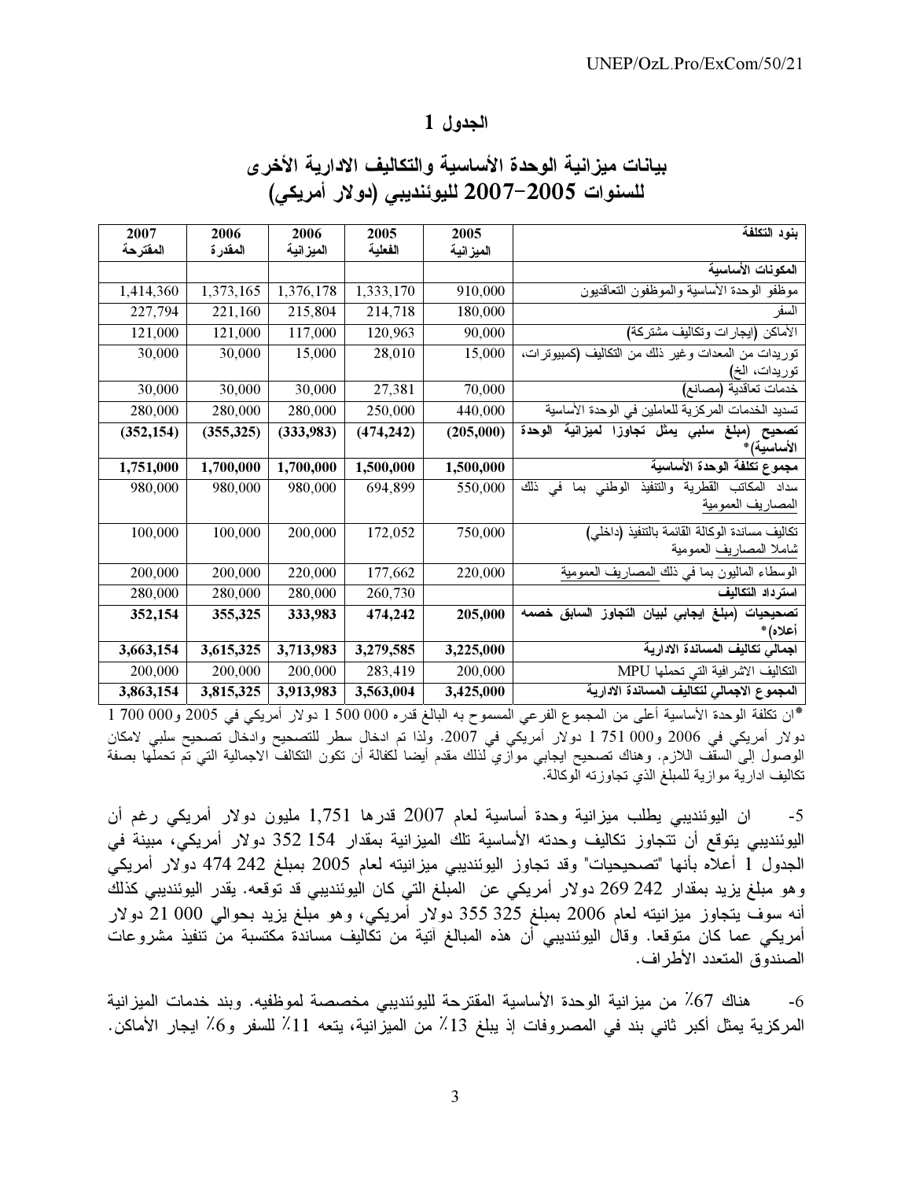## الجدول 1

## بيانات ميزانية الوحدة الأساسية والتكاليف الادارية الأخرى للسنوات 2005-2007 لليوئنديبي (دولار أمريكي)

| بنود التكلفة | 2005 الميزانية | 2005 الفعلية | 2006 الميزانية | 2006 المقدرة | 2007 المقترحة |
|---|---|---|---|---|---|
| **المكونات الأساسية** | | | | | |
| موظفو الوحدة الأساسية والموظفون التعاقديون | 910,000 | 1,333,170 | 1,376,178 | 1,373,165 | 1,414,360 |
| السفر | 180,000 | 214,718 | 215,804 | 221,160 | 227,794 |
| الأماكن (إيجارات وتكاليف مشتركة) | 90,000 | 120,963 | 117,000 | 121,000 | 121,000 |
| توريدات من المعدات وغير ذلك من التكاليف (كمبيوترات، توريدات، الخ) | 15,000 | 28,010 | 15,000 | 30,000 | 30,000 |
| خدمات تعاقدية (مصانع) | 70,000 | 27,381 | 30,000 | 30,000 | 30,000 |
| تسديد الخدمات المركزية للعاملين في الوحدة الأساسية | 440,000 | 250,000 | 280,000 | 280,000 | 280,000 |
| **تصحيح (مبلغ سلبي يمثل تجاوزا لميزانية الوحدة الأساسية)*** | **(205,000)** | **(474,242)** | **(333,983)** | **(355,325)** | **(352,154)** |
| **مجموع تكلفة الوحدة الأساسية** | **1,500,000** | **1,500,000** | **1,700,000** | **1,700,000** | **1,751,000** |
| سداد المكاتب القطرية والتنفيذ الوطني بما في ذلك المصاريف العمومية | 550,000 | 694,899 | 980,000 | 980,000 | 980,000 |
| تكاليف مساندة الوكالة القائمة بالتنفيذ (داخلي) شاملا المصاريف العمومية | 750,000 | 172,052 | 200,000 | 100,000 | 100,000 |
| الوسطاء الماليون بما في ذلك المصاريف العمومية | 220,000 | 177,662 | 220,000 | 200,000 | 200,000 |
| **استرداد التكاليف** | | 260,730 | 280,000 | 280,000 | 280,000 |
| **تصحيحات (مبلغ ايجابي لبيان التجاوز السابق خصمه أعلاه)*** | **205,000** | **474,242** | **333,983** | **355,325** | **352,154** |
| **اجمالي تكاليف المساندة الادارية** | **3,225,000** | **3,279,585** | **3,713,983** | **3,615,325** | **3,663,154** |
| التكاليف الاشرافية التي تحملها MPU | 200,000 | 283,419 | 200,000 | 200,000 | 200,000 |
| **المجموع الاجمالي لتكاليف المساندة الادارية** | **3,425,000** | **3,563,004** | **3,913,983** | **3,815,325** | **3,863,154** |

*ان تكلفة الوحدة الأساسية أعلى من المجموع الفرعي المسموح به البالغ قدره 000 500 1 دولار أمريكي في 2005 و000 700 1 دولار أمريكي في 2006 و000 751 1 دولار أمريكي في 2007. ولذا تم ادخال سطر للتصحيح وادخال تصحيح سلبي لامكان الوصول إلى السقف اللازم. وهناك تصحيح ايجابي موازي لذلك مقدم أيضا لكفالة أن تكون التكالف الاجمالية التي تم تحملها بصفة تكاليف ادارية موازية للمبلغ الذي تجاوزته الوكالة.

5- ان اليوئنديبي يطلب ميزانية وحدة أساسية لعام 2007 قدرها 1,751 مليون دولار أمريكي رغم أن اليوئنديبي يتوقع أن تتجاوز تكاليف وحدته الأساسية تلك الميزانية بمقدار 154 352 دولار أمريكي، مبينة في الجدول 1 أعلاه بأنها "تصحيحيات" وقد تجاوز اليوئنديبي ميزانيته لعام 2005 بمبلغ 242 474 دولار أمريكي وهو مبلغ يزيد بمقدار 242 269 دولار أمريكي عن المبلغ التي كان اليوئنديبي قد توقعه. يقدر اليوئنديبي كذلك أنه سوف يتجاوز ميزانيته لعام 2006 بمبلغ 325 355 دولار أمريكي، وهو مبلغ يزيد بحوالي 000 21 دولار أمريكي عما كان متوقعا. وقال اليوئنديبي أن هذه المبالغ آتية من تكاليف مساندة مكتسبة من تنفيذ مشروعات الصندوق المتعدد الأطراف.

6- هناك 67٪ من ميزانية الوحدة الأساسية المقترحة لليوئنديبي مخصصة لموظفيه. وبند خدمات الميزانية المركزية يمثل أكبر ثاني بند في المصروفات إذ يبلغ 13٪ من الميزانية، يتعه 11٪ للسفر و6٪ ايجار الأماكن.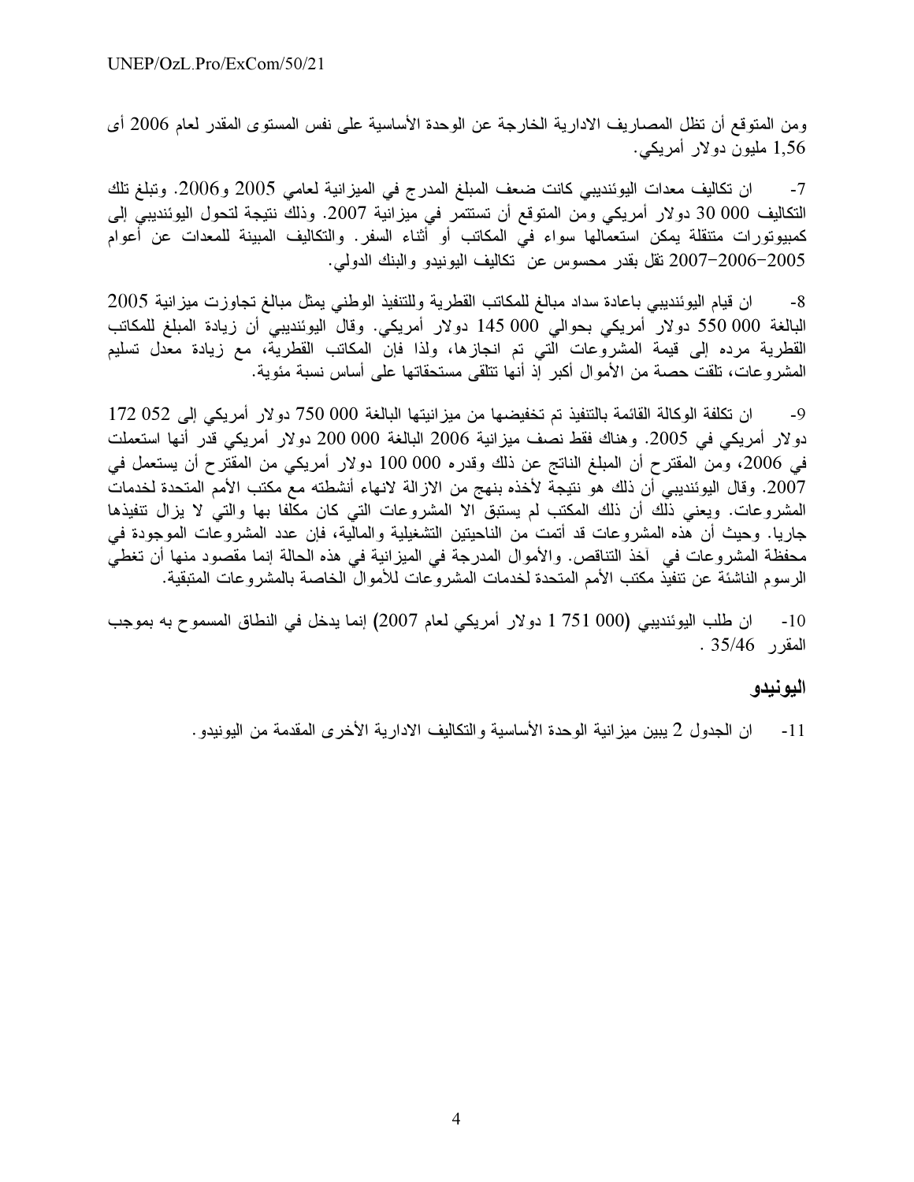ومن المتوقع أن تظل المصاريف الادارية الخارجة عن الوحدة الأساسية على نفس المستوى المقدر لعام 2006 أى 1,56 مليون دولار أمريكي.

7- ان تكاليف معدات اليوئنديبي كانت ضعف المبلغ المدرج في الميزانية لعامي 2005 و2006. وتبلغ تلك التكاليف 000 30 دولار أمريكي ومن المتوقع أن تستتمر في ميزانية 2007. وذلك نتيجة لتحول اليوئنديبي إلى كمبيوتورات متنقلة يمكن استعمالها سواء في المكاتب أو أثناء السفر. والتكاليف المبينة للمعدات عن أعوام 2005–2006–2007 تقل بقدر محسوس عن تكاليف اليونيدو والبنك الدولي.

8- ان قيام اليوئنديبي باعادة سداد مبالغ للمكاتب القطرية وللتنفيذ الوطني يمثل مبالغ تجاوزت ميزانية 2005 البالغة 000 550 دولار أمريكي بحوالي 000 145 دولار أمريكي. وقال اليوئنديبي أن زيادة المبلغ للمكاتب القطرية مرده إلى قيمة المشروعات التي تم انجازها، ولذا فإن المكاتب القطرية، مع زيادة معدل تسليم المشروعات، تلقت حصة من الأموال أكبر إذ أنها تتلقى مستحقاتها على أساس نسبة مئوية.

9- ان تكلفة الوكالة القائمة بالتنفيذ تم تخفيضها من ميزانيتها البالغة 000 750 دولار أمريكي إلى 052 172 دولار أمريكي في 2005. وهناك فقط نصف ميزانية 2006 البالغة 000 200 دولار أمريكي قدر أنها استعملت في 2006، ومن المقترح أن المبلغ الناتج عن ذلك وقدره 000 100 دولار أمريكي من المقترح أن يستعمل في 2007. وقال اليوئنديبي أن ذلك هو نتيجة لأخذه بنهج من الازالة لانهاء أنشطته مع مكتب الأمم المتحدة لخدمات المشروعات. ويعني ذلك أن المكتب لم يستبق الا المشروعات التي كان مكلفا بها والتي لا يزال تنفيذها جاريا. وحيث أن هذه المشروعات قد أتمت من الناحيتين التشغيلية والمالية، فإن عدد المشروعات الموجودة في محفظة المشروعات في آخذ التناقص. والأموال المدرجة في الميزانية في هذه الحالة إنما مقصود منها أن تغطي الرسوم الناشئة عن تنفيذ مكتب الأمم المتحدة لخدمات المشروعات للأموال الخاصة بالمشروعات المتبقية.

10- ان طلب اليوئنديبي (000 751 1 دولار أمريكي لعام 2007) إنما يدخل في النطاق المسموح به بموجب المقرر 35/46 .

### اليونيدو

11- ان الجدول 2 يبين ميزانية الوحدة الأساسية والتكاليف الادارية الأخرى المقدمة من اليونيدو.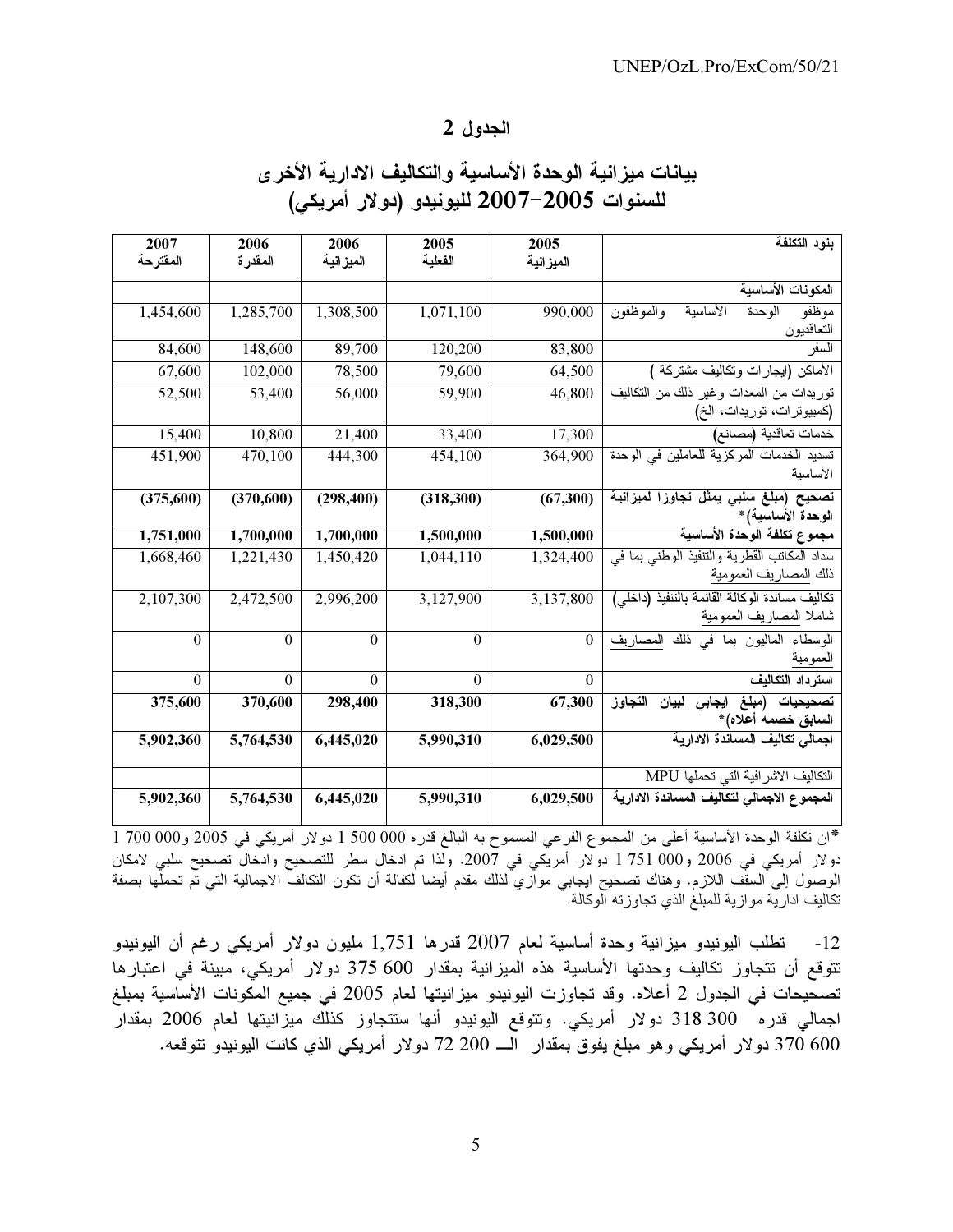## الجدول 2

## بيانات ميزانية الوحدة الأساسية والتكاليف الادارية الأخرى للسنوات 2005-2007 لليونيدو (دولار أمريكي)

| بنود التكلفة | 2005 الميزانية | 2005 الفعلية | 2006 الميزانية | 2006 المقدرة | 2007 المقترحة |
|---|---|---|---|---|---|
| **المكونات الأساسية** | | | | | |
| موظفو الوحدة الأساسية والموظفون التعاقديون | 990,000 | 1,071,100 | 1,308,500 | 1,285,700 | 1,454,600 |
| السفر | 83,800 | 120,200 | 89,700 | 148,600 | 84,600 |
| الأماكن (ايجارات وتكاليف مشتركة ) | 64,500 | 79,600 | 78,500 | 102,000 | 67,600 |
| توريدات من المعدات وغير ذلك من التكاليف (كمبيوترات، توريدات، الخ) | 46,800 | 59,900 | 56,000 | 53,400 | 52,500 |
| خدمات تعاقدية (مصانع) | 17,300 | 33,400 | 21,400 | 10,800 | 15,400 |
| تسديد الخدمات المركزية للعاملين في الوحدة الأساسية | 364,900 | 454,100 | 444,300 | 470,100 | 451,900 |
| **تصحيح (مبلغ سلبي يمثل تجاوزا لميزانية الوحدة الأساسية)*** | **(67,300)** | **(318,300)** | **(298,400)** | **(370,600)** | **(375,600)** |
| **مجموع تكلفة الوحدة الأساسية** | **1,500,000** | **1,500,000** | **1,700,000** | **1,700,000** | **1,751,000** |
| سداد المكاتب القطرية والتنفيذ الوطني بما في ذلك المصاريف العمومية | 1,324,400 | 1,044,110 | 1,450,420 | 1,221,430 | 1,668,460 |
| تكاليف مساندة الوكالة القائمة بالتنفيذ (داخلي) شاملا المصاريف العمومية | 3,137,800 | 3,127,900 | 2,996,200 | 2,472,500 | 2,107,300 |
| الوسطاء الماليون بما في ذلك المصاريف العمومية | 0 | 0 | 0 | 0 | 0 |
| **استرداد التكاليف** | 0 | 0 | 0 | 0 | 0 |
| **تصحيحات (مبلغ ايجابي لبيان التجاوز السابق خصمه أعلاه)*** | **67,300** | **318,300** | **298,400** | **370,600** | **375,600** |
| **اجمالي تكاليف المساندة الادارية** | **6,029,500** | **5,990,310** | **6,445,020** | **5,764,530** | **5,902,360** |
| التكاليف الاشرافية التي تحملها MPU | | | | | |
| **المجموع الاجمالي لتكاليف المساندة الادارية** | **6,029,500** | **5,990,310** | **6,445,020** | **5,764,530** | **5,902,360** |

*ان تكلفة الوحدة الأساسية أعلى من المجموع الفرعي المسموح به البالغ قدره 000 500 1 دولار أمريكي في 2005 و000 700 1 دولار أمريكي في 2006 و000 751 1 دولار أمريكي في 2007. ولذا تم ادخال سطر للتصحيح وادخال تصحيح سلبي لامكان الوصول إلى السقف اللازم. وهناك تصحيح ايجابي موازي لذلك مقدم أيضا لكفالة أن تكون التكالف الاجمالية التي تم تحملها بصفة تكاليف ادارية موازية للمبلغ الذي تجاوزته الوكالة.

12- تطلب اليونيدو ميزانية وحدة أساسية لعام 2007 قدرها 1,751 مليون دولار أمريكي رغم أن اليونيدو تتوقع أن تتجاوز تكاليف وحدتها الأساسية هذه الميزانية بمقدار 600 375 دولار أمريكي، مبينة في اعتبارها تصحيحات في الجدول 2 أعلاه. وقد تجاوزت اليونيدو ميزانيتها لعام 2005 في جميع المكونات الأساسية بمبلغ اجمالي قدره 300 318 دولار أمريكي. وتتوقع اليونيدو أنها ستتجاوز كذلك ميزانيتها لعام 2006 بمقدار 600 370 دولار أمريكي وهو مبلغ يفوق بمقدار الـ 200 72 دولار أمريكي الذي كانت اليونيدو تتوقعه.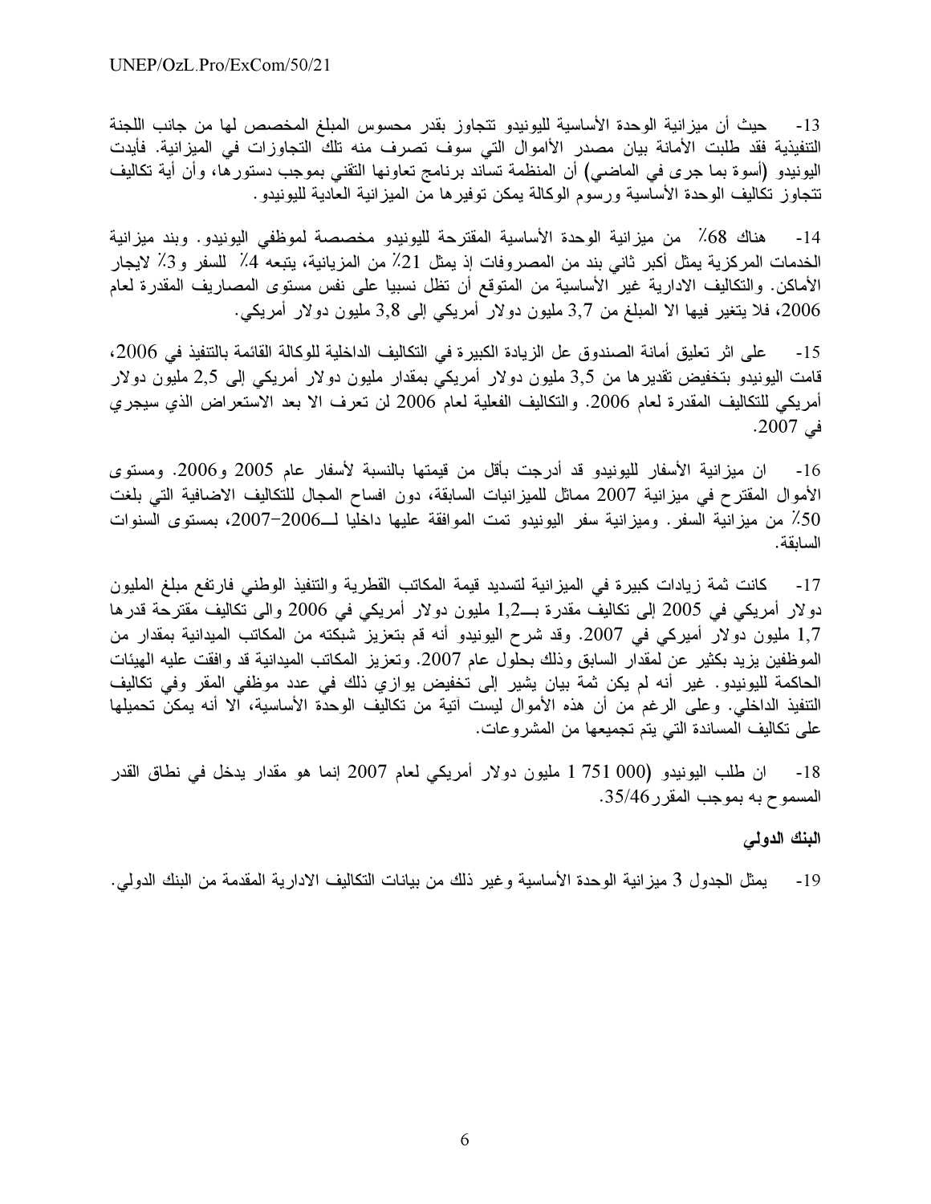13- حيث أن ميزانية الوحدة الأساسية لليونيدو تتجاوز بقدر محسوس المبلغ المخصص لها من جانب اللجنة التنفيذية فقد طلبت الأمانة بيان مصدر الأموال التي سوف تصرف منه تلك التجاوزات في الميزانية. فأيدت اليونيدو (أسوة بما جرى في الماضي) أن المنظمة تساند برنامج تعاونها التقني بموجب دستورها، وأن أية تكاليف تتجاوز تكاليف الوحدة الأساسية ورسوم الوكالة يمكن توفيرها من الميزانية العادية لليونيدو.

14- هناك 68٪ من ميزانية الوحدة الأساسية المقترحة لليونيدو مخصصة لموظفي اليونيدو. وبند ميزانية الخدمات المركزية يمثل أكبر ثاني بند من المصروفات إذ يمثل 21٪ من المزيانية، يتبعه 4٪ للسفر و3٪ لايجار الأماكن. والتكاليف الادارية غير الأساسية من المتوقع أن تظل نسبيا على نفس مستوى المصاريف المقدرة لعام 2006، فلا يتغير فيها الا المبلغ من 3,7 مليون دولار أمريكي إلى 3,8 مليون دولار أمريكي.

15- على اثر تعليق أمانة الصندوق عل الزيادة الكبيرة في التكاليف الداخلية للوكالة القائمة بالتنفيذ في 2006، قامت اليونيدو بتخفيض تقديرها من 3,5 مليون دولار أمريكي بمقدار مليون دولار أمريكي إلى 2,5 مليون دولار أمريكي للتكاليف المقدرة لعام 2006. والتكاليف الفعلية لعام 2006 لن تعرف الا بعد الاستعراض الذي سيجري في 2007.

16- ان ميزانية الأسفار لليونيدو قد أدرجت بأقل من قيمتها بالنسبة لأسفار عام 2005 و2006. ومستوى الأموال المقترح في ميزانية 2007 مماثل للميزانيات السابقة، دون افساح المجال للتكاليف الاضافية التي بلغت 50٪ من ميزانية السفر. وميزانية سفر اليونيدو تمت الموافقة عليها داخليا لـــ2006–2007، بمستوى السنوات السابقة.

17- كانت ثمة زيادات كبيرة في الميزانية لتسديد قيمة المكاتب القطرية والتنفيذ الوطني فارتفع مبلغ المليون دولار أمريكي في 2005 إلى تكاليف مقدرة بـــ1,2 مليون دولار أمريكي في 2006 والى تكاليف مقترحة قدرها 1,7 مليون دولار أميركي في 2007. وقد شرح اليونيدو أنه قم بتعزيز شبكته من المكاتب الميدانية بمقدار من الموظفين يزيد بكثير عن لمقدار السابق وذلك بحلول عام 2007. وتعزيز المكاتب الميدانية قد وافقت عليه الهيئات الحاكمة لليونيدو. غير أنه لم يكن ثمة بيان يشير إلى تخفيض يوازي ذلك في عدد موظفي المقر وفي تكاليف التنفيذ الداخلي. وعلى الرغم من أن هذه الأموال ليست اتية من تكاليف الوحدة الأساسية، الا أنه يمكن تحميلها على تكاليف المساندة التي يتم تجميعها من المشروعات.

18- ان طلب اليونيدو (000 751 1 مليون دولار أمريكي لعام 2007 إنما هو مقدار يدخل في نطاق القدر المسموح به بموجب المقرر35/46.

**البنك الدولي**

19- يمثل الجدول 3 ميزانية الوحدة الأساسية وغير ذلك من بيانات التكاليف الادارية المقدمة من البنك الدولي.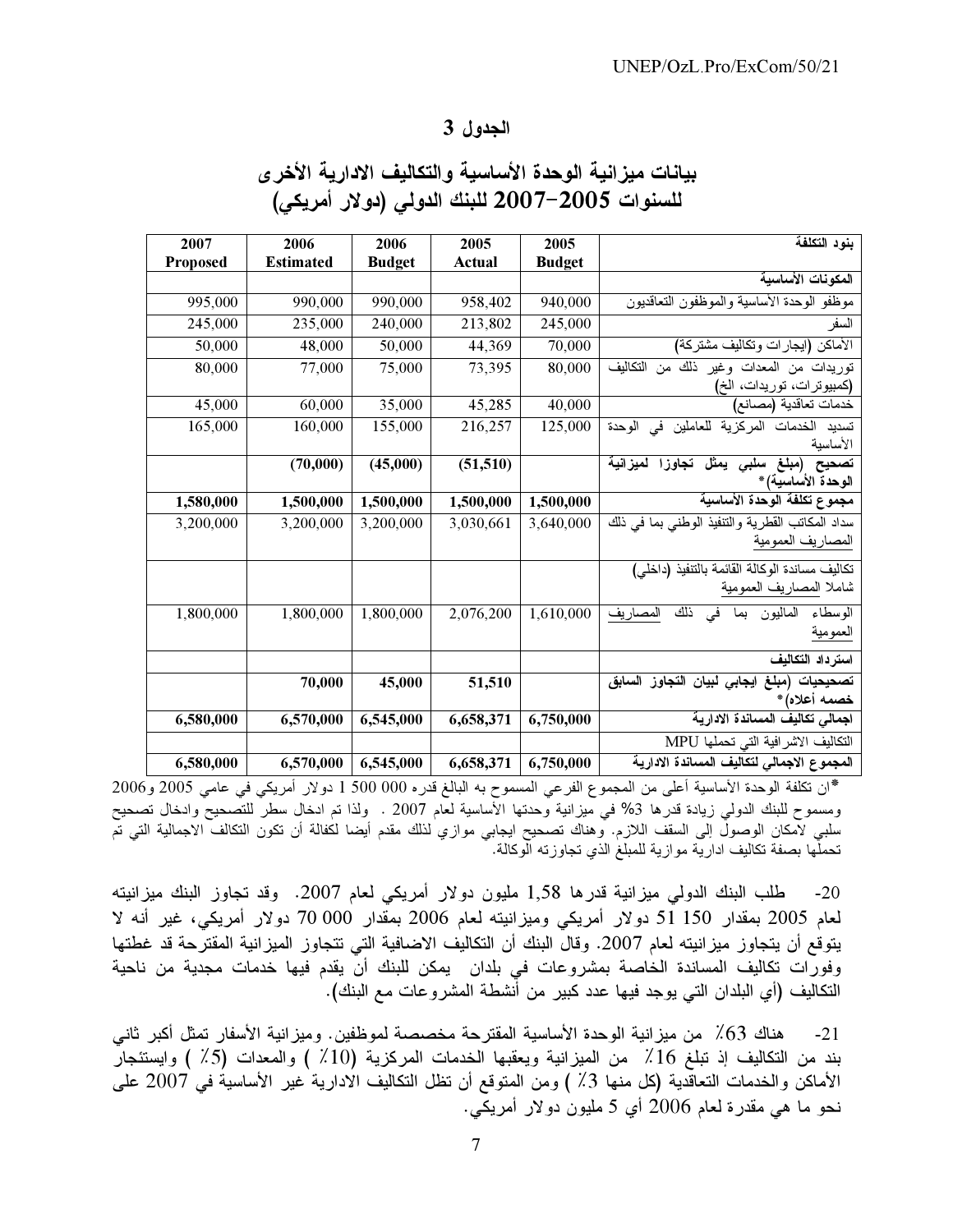# الجدول 3

## بيانات ميزانية الوحدة الأساسية والتكاليف الادارية الأخرى للسنوات 2005-2007 للبنك الدولي (دولار أمريكي)

| بنود التكلفة | 2005 Budget | 2005 Actual | 2006 Budget | 2006 Estimated | 2007 Proposed |
|---|---|---|---|---|---|
| **المكونات الأساسية** | | | | | |
| موظفو الوحدة الأساسية والموظفون التعاقديون | 940,000 | 958,402 | 990,000 | 990,000 | 995,000 |
| السفر | 245,000 | 213,802 | 240,000 | 235,000 | 245,000 |
| الأماكن (ايجارات وتكاليف مشتركة) | 70,000 | 44,369 | 50,000 | 48,000 | 50,000 |
| توريدات من المعدات وغير ذلك من التكاليف (كمبيوترات، توريدات، الخ) | 80,000 | 73,395 | 75,000 | 77,000 | 80,000 |
| خدمات تعاقدية (مصانع) | 40,000 | 45,285 | 35,000 | 60,000 | 45,000 |
| تسديد الخدمات المركزية للعاملين في الوحدة الأساسية | 125,000 | 216,257 | 155,000 | 160,000 | 165,000 |
| **تصحيح (مبلغ سلبي يمثل تجاوزا لميزانية الوحدة الأساسية)*** | | **(51,510)** | **(45,000)** | **(70,000)** | |
| **مجموع تكلفة الوحدة الأساسية** | **1,500,000** | **1,500,000** | **1,500,000** | **1,500,000** | **1,580,000** |
| سداد المكاتب القطرية والتنفيذ الوطني بما في ذلك المصاريف العمومية | 3,640,000 | 3,030,661 | 3,200,000 | 3,200,000 | 3,200,000 |
| تكاليف مساندة الوكالة القائمة بالتنفيذ (داخلي) شاملا المصاريف العمومية | | | | | |
| الوسطاء الماليون بما في ذلك المصاريف العمومية | 1,610,000 | 2,076,200 | 1,800,000 | 1,800,000 | 1,800,000 |
| **استرداد التكاليف** | | | | | |
| **تصحيحات (مبلغ ايجابي لبيان التجاوز السابق خصمه أعلاه)*** | | **51,510** | **45,000** | **70,000** | |
| **اجمالي تكاليف المساندة الادارية** | **6,750,000** | **6,658,371** | **6,545,000** | **6,570,000** | **6,580,000** |
| التكاليف الاشرافية التي تحملها MPU | | | | | |
| **المجموع الاجمالي لتكاليف المساندة الادارية** | **6,750,000** | **6,658,371** | **6,545,000** | **6,570,000** | **6,580,000** |

*ان تكلفة الوحدة الأساسية أعلى من المجموع الفرعي المسموح به البالغ قدره 000 500 1 دولار أمريكي في عامي 2005 و2006 ومسموح للبنك الدولي زيادة قدرها 3% في ميزانية وحدتها الأساسية لعام 2007 . ولذا تم ادخال سطر للتصحيح وادخال تصحيح سلبي لامكان الوصول إلى السقف اللازم. وهناك تصحيح ايجابي موازي لذلك مقدم أيضا لكفالة أن تكون التكالف الاجمالية التي تم تحملها بصفة تكاليف ادارية موازية للمبلغ الذي تجاوزته الوكالة.

20- طلب البنك الدولي ميزانية قدرها 1,58 مليون دولار أمريكي لعام 2007. وقد تجاوز البنك ميزانيته لعام 2005 بمقدار 150 51 دولار أمريكي وميزانيته لعام 2006 بمقدار 000 70 دولار أمريكي، غير أنه لا يتوقع أن يتجاوز ميزانيته لعام 2007. وقال البنك أن التكاليف الاضافية التي تتجاوز الميزانية المقترحة قد غطتها وفورات تكاليف المساندة الخاصة بمشروعات في بلدان يمكن للبنك أن يقدم فيها خدمات مجدية من ناحية التكاليف (أي البلدان التي يوجد فيها عدد كبير من أنشطة المشروعات مع البنك).

21- هناك 63٪ من ميزانية الوحدة الأساسية المقترحة مخصصة لموظفين. وميزانية الأسفار تمثل أكبر ثاني بند من التكاليف إذ تبلغ 16٪ من الميزانية ويعقبها الخدمات المركزية (10٪ ) والمعدات (5٪ ) وايستئجار الأماكن والخدمات التعاقدية (كل منها 3٪ ) ومن المتوقع أن تظل التكاليف الادارية غير الأساسية في 2007 على نحو ما هي مقدرة لعام 2006 أي 5 مليون دولار أمريكي.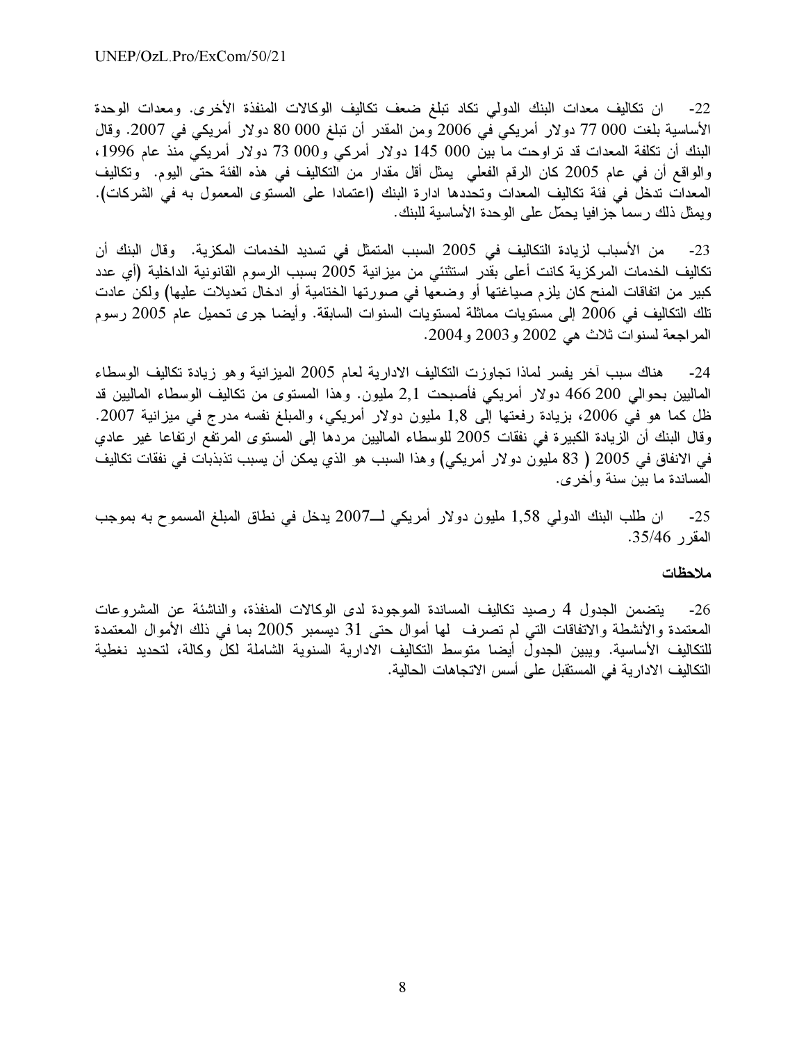22- ان تكاليف معدات البنك الدولي تكاد تبلغ ضعف تكاليف الوكالات المنفذة الأخرى. ومعدات الوحدة الأساسية بلغت 000 77 دولار أمريكي في 2006 ومن المقدر أن تبلغ 000 80 دولار أمريكي في 2007. وقال البنك أن تكلفة المعدات قد تراوحت ما بين 000 145 دولار أمركي و000 73 دولار أمريكي منذ عام 1996، والواقع أن في عام 2005 كان الرقم الفعلي يمثل أقل مقدار من التكاليف في هذه الفئة حتى اليوم. وتكاليف المعدات تدخل في فئة تكاليف المعدات وتحددها ادارة البنك (اعتمادا على المستوى المعمول به في الشركات). ويمثل ذلك رسما جزافيا يحمّل على الوحدة الأساسية للبنك.

23- من الأسباب لزيادة التكاليف في 2005 السبب المتمثل في تسديد الخدمات المكزية. وقال البنك أن تكاليف الخدمات المركزية كانت أعلى بقدر استثنئي من ميزانية 2005 بسبب الرسوم القانونية الداخلية (أي عدد كبير من اتفاقات المنح كان يلزم صياغتها أو وضعها في صورتها الختامية أو ادخال تعديلات عليها) ولكن عادت تلك التكاليف في 2006 إلى مستويات مماثلة لمستويات السنوات السابقة. وأيضا جرى تحميل عام 2005 رسوم المراجعة لسنوات ثلاث هي 2002 و2003 و2004.

24- هناك سبب آخر يفسر لماذا تجاوزت التكاليف الادارية لعام 2005 الميزانية وهو زيادة تكاليف الوسطاء الماليين بحوالي 200 466 دولار أمريكي فأصبحت 2,1 مليون. وهذا المستوى من تكاليف الوسطاء الماليين قد ظل كما هو في 2006، بزيادة رفعتها إلى 1,8 مليون دولار أمريكي، والمبلغ نفسه مدرج في ميزانية 2007. وقال البنك أن الزيادة الكبيرة في نفقات 2005 للوسطاء الماليين مردها إلى المستوى المرتفع ارتفاعا غير عادي في الانفاق في 2005 ( 83 مليون دولار أمريكي) وهذا السبب هو الذي يمكن أن يسبب تذبذبات في نفقات تكاليف المساندة ما بين سنة وأخرى.

25- ان طلب البنك الدولي 1,58 مليون دولار أمريكي لـ2007 يدخل في نطاق المبلغ المسموح به بموجب المقرر 35/46.

**ملاحظات**

26- يتضمن الجدول 4 رصيد تكاليف المساندة الموجودة لدى الوكالات المنفذة، والناشئة عن المشروعات المعتمدة والأنشطة والاتفاقات التي لم تصرف لها أموال حتى 31 ديسمبر 2005 بما في ذلك الأموال المعتمدة للتكاليف الأساسية. ويبين الجدول أيضا متوسط التكاليف الادارية السنوية الشاملة لكل وكالة، لتحديد نغطية التكاليف الادارية في المستقبل على أسس الاتجاهات الحالية.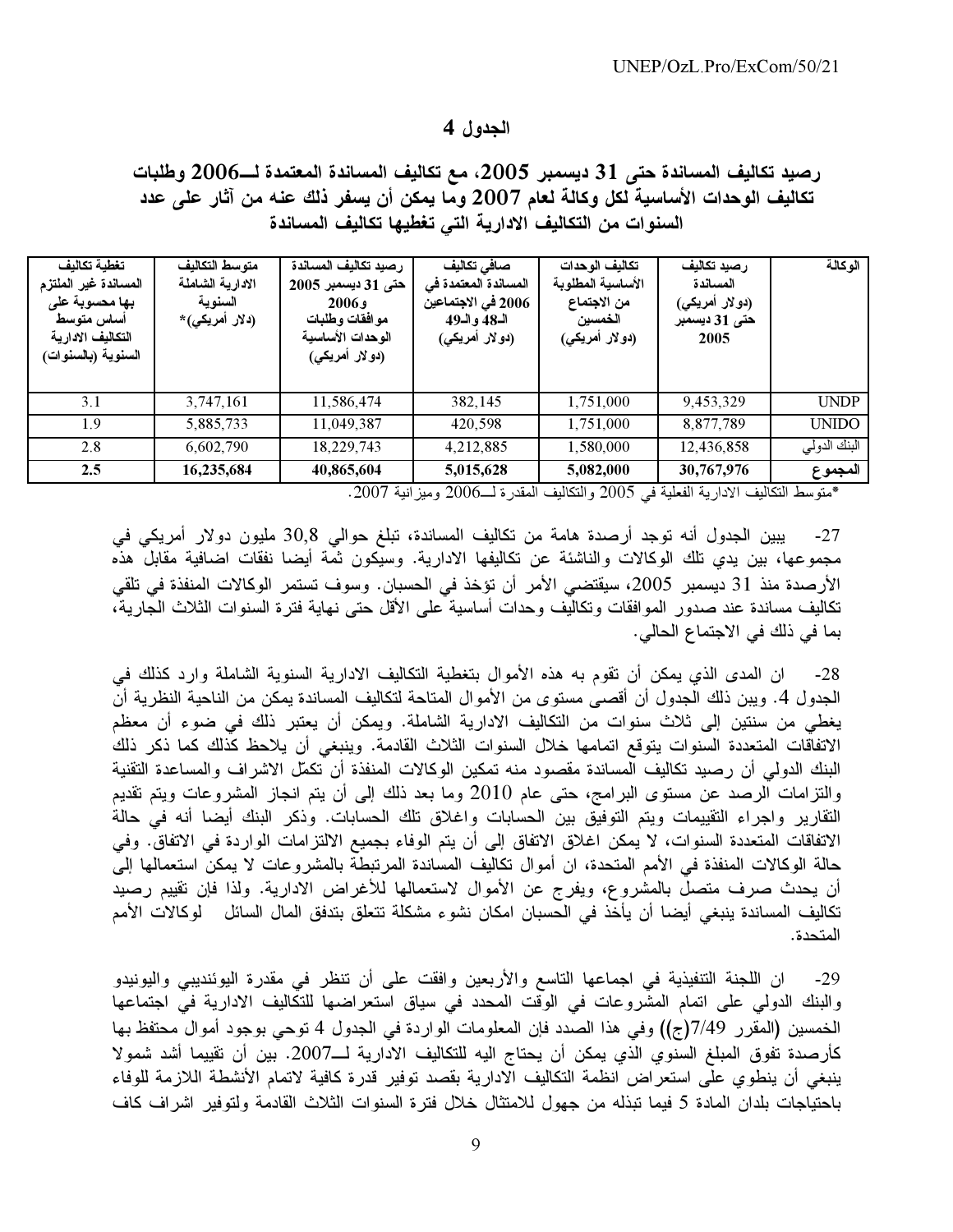## الجدول 4

### رصيد تكاليف المساندة حتى 31 ديسمبر 2005، مع تكاليف المساندة المعتمدة لـــ2006 وطلبات تكاليف الوحدات الأساسية لكل وكالة لعام 2007 وما يمكن أن يسفر ذلك عنه من آثار على عدد السنوات من التكاليف الادارية التي تغطيها تكاليف المساندة

| الوكالة | رصيد تكاليف المساندة (دولار أمريكي) حتى 31 ديسمبر 2005 | تكاليف الوحدات الأساسية المطلوبة من الاجتماع الخمسين (دولار أمريكي) | صافي تكاليف المساندة المعتمدة في 2006 في الاجتماعين الـ48 والـ49 (دولار أمريكي) | رصيد تكاليف المساندة حتى 31 ديسمبر 2005 و2006 موافقات وطلبات الوحدات الأساسية (دولار أمريكي) | متوسط التكاليف الادارية الشاملة السنوية (دلار أمريكي)* | تغطية تكاليف المساندة غير الملتزم بها محسوبة على أساس متوسط التكاليف الادارية السنوية (بالسنوات) |
|---|---|---|---|---|---|---|
| UNDP | 9,453,329 | 1,751,000 | 382,145 | 11,586,474 | 3,747,161 | 3.1 |
| UNIDO | 8,877,789 | 1,751,000 | 420,598 | 11,049,387 | 5,885,733 | 1.9 |
| البنك الدولي | 12,436,858 | 1,580,000 | 4,212,885 | 18,229,743 | 6,602,790 | 2.8 |
| **المجموع** | **30,767,976** | **5,082,000** | **5,015,628** | **40,865,604** | **16,235,684** | **2.5** |

*متوسط التكاليف الادارية الفعلية في 2005 والتكاليف المقدرة لـــ2006 وميزانية 2007.

27- يبين الجدول أنه توجد أرصدة هامة من تكاليف المساندة، تبلغ حوالي 30,8 مليون دولار أمريكي في مجموعها، بين يدي تلك الوكالات والناشئة عن تكاليفها الادارية. وسيكون ثمة أيضا نفقات اضافية مقابل هذه الأرصدة منذ 31 ديسمبر 2005، سيقتضي الأمر أن تؤخذ في الحسبان. وسوف تستمر الوكالات المنفذة في تلقي تكاليف مساندة عند صدور الموافقات وتكاليف وحدات أساسية على الأقل حتى نهاية فترة السنوات الثلاث الجارية، بما في ذلك في الاجتماع الحالي.

28- ان المدى الذي يمكن أن تقوم به هذه الأموال بتغطية التكاليف الادارية السنوية الشاملة وارد كذلك في الجدول 4. ويبين ذلك الجدول أن أقصى مستوى من الأموال المتاحة لتكاليف المساندة يمكن من الناحية النظرية أن يغطي من سنتين إلى ثلاث سنوات من التكاليف الادارية الشاملة. ويمكن أن يعتبر ذلك في ضوء أن معظم الاتفاقات المتعددة السنوات يتوقع اتمامها خلال السنوات الثلاث القادمة. وينبغي أن يلاحظ كذلك كما ذكر ذلك البنك الدولي أن رصيد تكاليف المساندة مقصود منه تمكين الوكالات المنفذة أن تكمّل الاشراف والمساعدة التقنية والتزامات الرصد عن مستوى البرامج، حتى عام 2010 وما بعد ذلك إلى أن يتم انجاز المشروعات ويتم تقديم التقارير واجراء التقييمات ويتم التوفيق بين الحسابات واغلاق تلك الحسابات. وذكر البنك أيضا أنه في حالة الاتفاقات المتعددة السنوات، لا يمكن اغلاق الاتفاق إلى أن يتم الوفاء بجميع الالتزامات الواردة في الاتفاق. وفي حالة الوكالات المنفذة في الأمم المتحدة، ان أموال تكاليف المساندة المرتبطة بالمشروعات لا يمكن استعمالها إلى أن يحدث صرف متصل بالمشروع، ويفرج عن الأموال لاستعمالها للأغراض الادارية. ولذا فإن تقييم رصيد تكاليف المساندة ينبغي أيضا أن يأخذ في الحسبان امكان نشوء مشكلة تتعلق بتدفق المال السائل لوكالات الأمم المتحدة.

29- ان اللجنة التنفيذية في اجماعها التاسع والأربعين وافقت على أن تنظر في مقدرة اليوئنديبي واليونيدو والبنك الدولي على اتمام المشروعات في الوقت المحدد في سياق استعراضها للتكاليف الادارية في اجتماعها الخمسين (المقرر 7/49(ج)) وفي هذا الصدد فإن المعلومات الواردة في الجدول 4 توحي بوجود أموال محتفظ بها كأرصدة تفوق المبلغ السنوي الذي يمكن أن يحتاج اليه للتكاليف الادارية لـــ2007. بين أن تقييما أشد شمولا ينبغي أن ينطوي على استعراض انظمة التكاليف الادارية بقصد توفير قدرة كافية لاتمام الأنشطة اللازمة للوفاء باحتياجات بلدان المادة 5 فيما تبذله من جهول للامتثال خلال فترة السنوات الثلاث القادمة ولتوفير اشراف كاف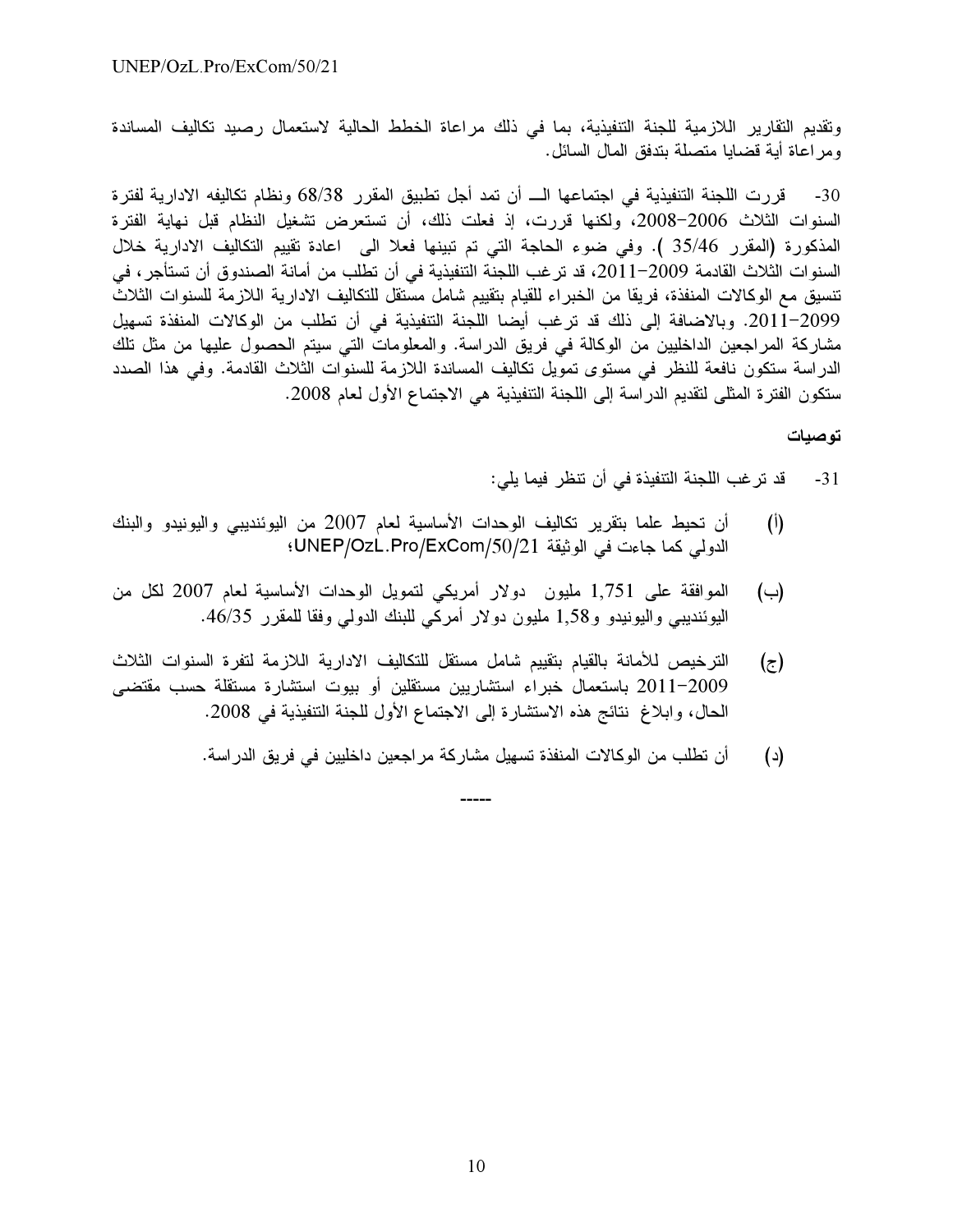وتقديم التقارير اللازمية للجنة التنفيذية، بما في ذلك مراعاة الخطط الحالية لاستعمال رصيد تكاليف المساندة ومراعاة أية قضايا متصلة بتدفق المال السائل.

30- قررت اللجنة التنفيذية في اجتماعها الـــ أن تمد أجل تطبيق المقرر 68/38 ونظام تكاليفه الادارية لفترة السنوات الثلاث 2006–2008، ولكنها قررت، إذ فعلت ذلك، أن تستعرض تشغيل النظام قبل نهاية الفترة المذكورة (المقرر 35/46 ). وفي ضوء الحاجة التي تم تبينها فعلا الى اعادة تقييم التكاليف الادارية خلال السنوات الثلاث القادمة 2009–2011، قد ترغب اللجنة التنفيذية في أن تطلب من أمانة الصندوق أن تستأجر، في تنسيق مع الوكالات المنفذة، فريقا من الخبراء للقيام بتقييم شامل مستقل للتكاليف الادارية اللازمة للسنوات الثلاث 2099–2011. وبالاضافة إلى ذلك قد ترغب أيضا اللجنة التنفيذية في أن تطلب من الوكالات المنفذة تسهيل مشاركة المراجعين الداخليين من الوكالة في فريق الدراسة. والمعلومات التي سيتم الحصول عليها من مثل تلك الدراسة ستكون نافعة للنظر في مستوى تمويل تكاليف المساندة اللازمة للسنوات الثلاث القادمة. وفي هذا الصدد ستكون الفترة المثلى لتقديم الدراسة إلى اللجنة التنفيذية هي الاجتماع الأول لعام 2008.

**توصيات**

31- قد ترغب اللجنة التنفيذة في أن تنظر فيما يلي:

(أ) أن تحيط علما بتقرير تكاليف الوحدات الأساسية لعام 2007 من اليوئنديبي واليونيدو والبنك الدولي كما جاءت في الوثيقة UNEP/OzL.Pro/ExCom/50/21؛

(ب) الموافقة على 1,751 مليون دولار أمريكي لتمويل الوحدات الأساسية لعام 2007 لكل من اليوئنديبي واليونيدو و1,58 مليون دولار أمركي للبنك الدولي وفقا للمقرر 46/35.

(ج) الترخيص للأمانة بالقيام بتقييم شامل مستقل للتكاليف الادارية اللازمة لتفرة السنوات الثلاث 2009–2011 باستعمال خبراء استشاريين مستقلين أو بيوت استشارة مستقلة حسب مقتضى الحال، وابلاغ نتائج هذه الاستشارة إلى الاجتماع الأول للجنة التنفيذية في 2008.

(د) أن تطلب من الوكالات المنفذة تسهيل مشاركة مراجعين داخليين في فريق الدراسة.

-----